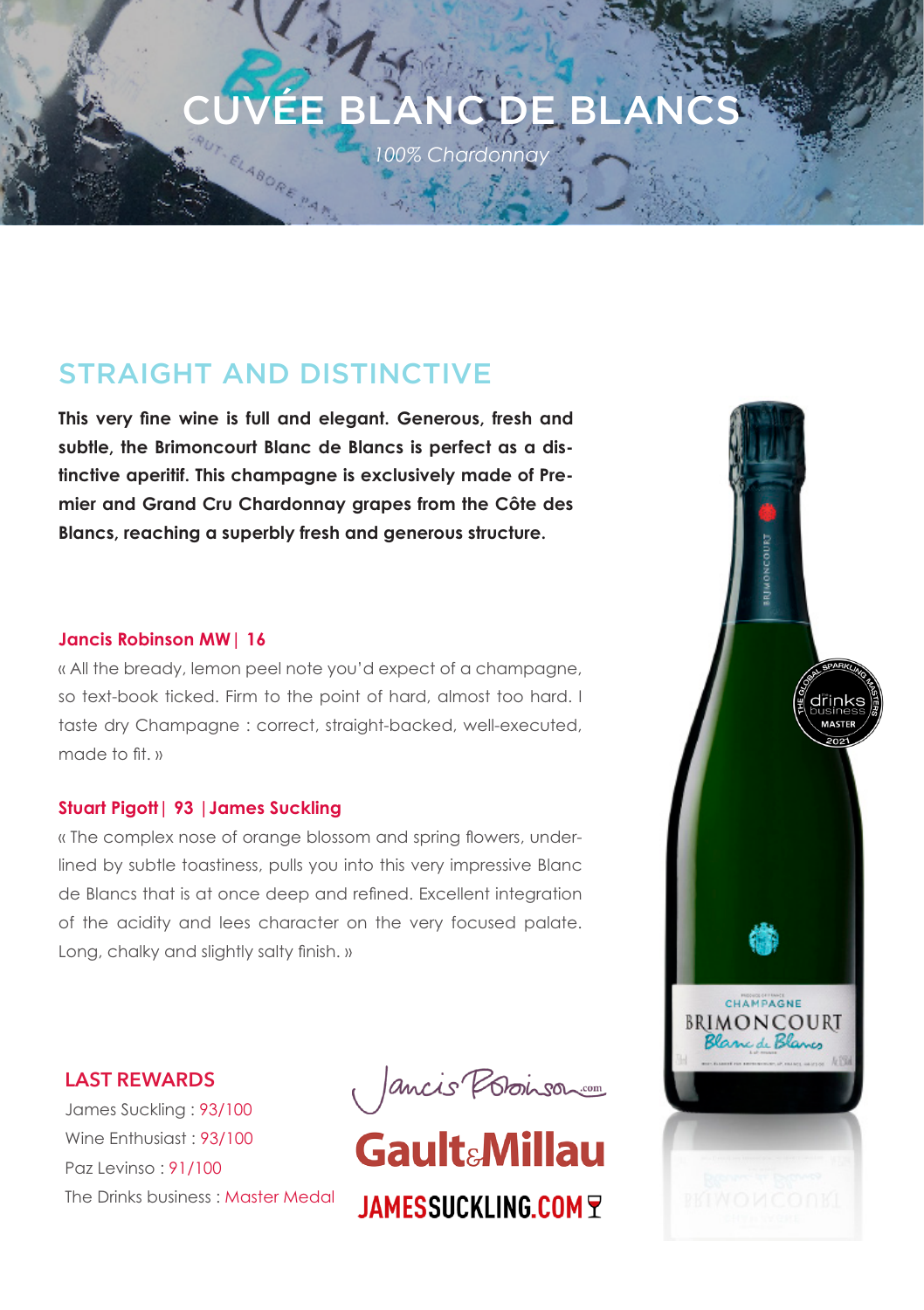# CUVÉE BLANC DE BLANCS

*100% Chardonnay*

## STRAIGHT AND DISTINCTIVE

**This very fine wine is full and elegant. Generous, fresh and subtle, the Brimoncourt Blanc de Blancs is perfect as a distinctive aperitif. This champagne is exclusively made of Premier and Grand Cru Chardonnay grapes from the Côte des Blancs, reaching a superbly fresh and generous structure.**

### Jancis Robinson MW | 16

« All the bready, lemon peel note you'd expect of a champagne, so text-book ticked. Firm to the point of hard, almost too hard. I taste dry Champagne : correct, straight-backed, well-executed, made to fit. »

### Stuart Pigott | 93 | James Suckling

« The complex nose of orange blossom and spring flowers, underlined by subtle toastiness, pulls you into this very impressive Blanc de Blancs that is at once deep and refined. Excellent integration of the acidity and lees character on the very focused palate. Long, chalky and slightly salty finish. »

### LAST REWARDS

James Suckling : 93/100
Wine Enthusiast : 93/100
Paz Levinso : 91/100
The Drinks business : Master Medal

JancisRobinson.com
Gault&Millau
JAMESSUCKLING.COM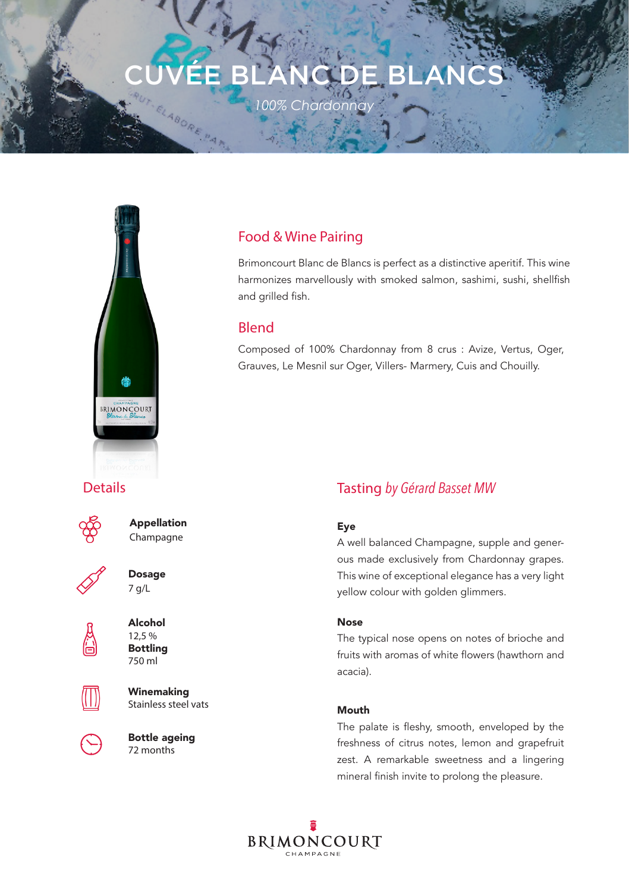# CUVÉE BLANC DE BLANCS

*100% Chardonnay*

## Food & Wine Pairing

Brimoncourt Blanc de Blancs is perfect as a distinctive aperitif. This wine harmonizes marvellously with smoked salmon, sashimi, sushi, shellfish and grilled fish.

## Blend

Composed of 100% Chardonnay from 8 crus : Avize, Vertus, Oger, Grauves, Le Mesnil sur Oger, Villers- Marmery, Cuis and Chouilly.

## Details

**Appellation**
Champagne

**Dosage**
7 g/L

**Alcohol**
12,5 %

**Bottling**
750 ml

**Winemaking**
Stainless steel vats

**Bottle ageing**
72 months

## Tasting *by Gérard Basset MW*

**Eye**

A well balanced Champagne, supple and generous made exclusively from Chardonnay grapes. This wine of exceptional elegance has a very light yellow colour with golden glimmers.

**Nose**

The typical nose opens on notes of brioche and fruits with aromas of white flowers (hawthorn and acacia).

**Mouth**

The palate is fleshy, smooth, enveloped by the freshness of citrus notes, lemon and grapefruit zest. A remarkable sweetness and a lingering mineral finish invite to prolong the pleasure.

BRIMONCOURT
CHAMPAGNE